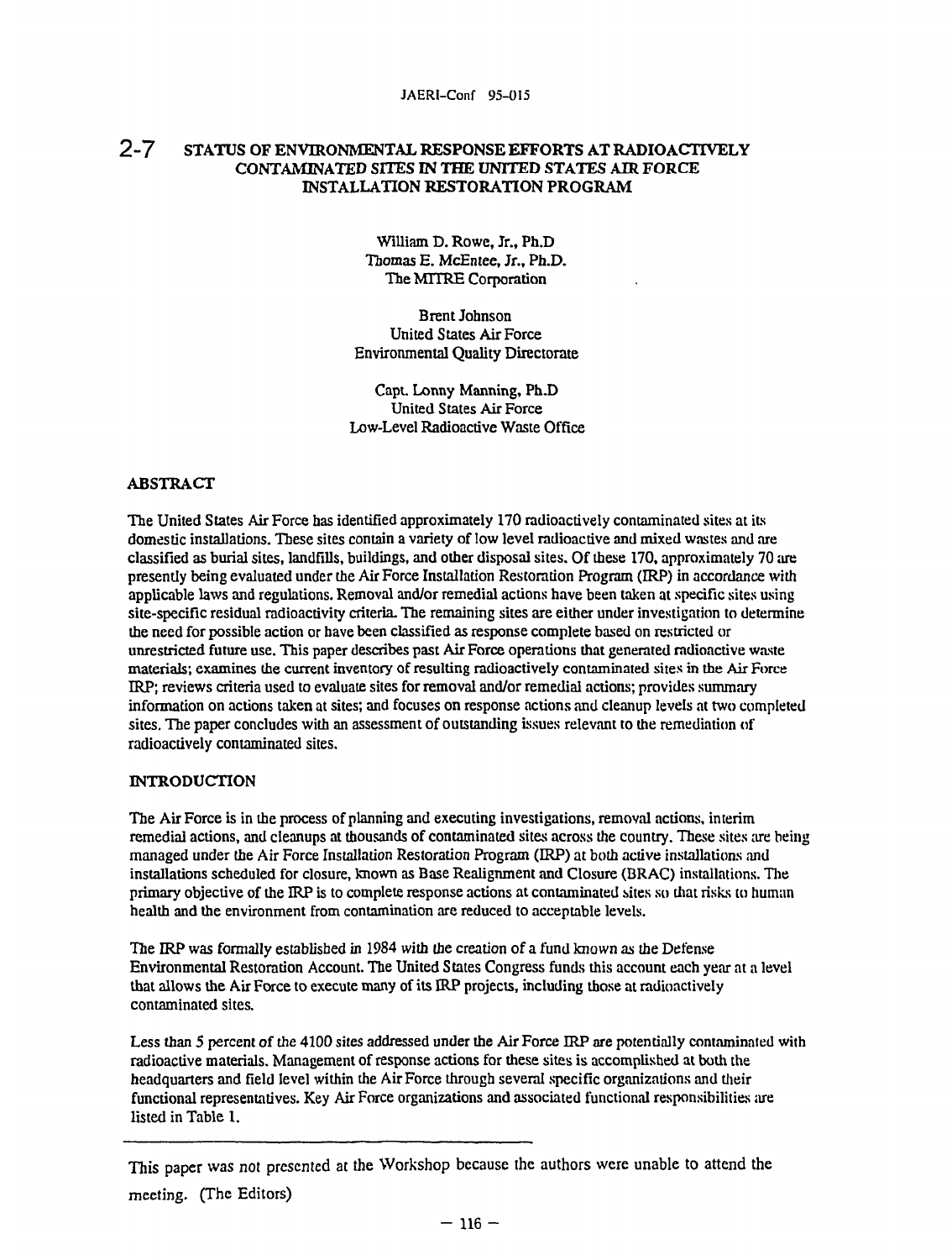# 2-7 STATUS OF ENVIRONMENTAL RESPONSE EFFORTS AT RADIOACTIVELY CONTAMINATED SITES IN THE UNITED STATES AIR FORCE INSTALLATION RESTORATION PROGRAM

William D. Rowe, Jr., Ph.D
Thomas E. McEntee, Jr., Ph.D.
The MITRE Corporation

Brent Johnson
United States Air Force
Environmental Quality Directorate

Capt. Lonny Manning, Ph.D
United States Air Force
Low-Level Radioactive Waste Office

## ABSTRACT

The United States Air Force has identified approximately 170 radioactively contaminated sites at its domestic installations. These sites contain a variety of low level radioactive and mixed wastes and are classified as burial sites, landfills, buildings, and other disposal sites. Of these 170, approximately 70 are presently being evaluated under the Air Force Installation Restoration Program (IRP) in accordance with applicable laws and regulations. Removal and/or remedial actions have been taken at specific sites using site-specific residual radioactivity criteria. The remaining sites are either under investigation to determine the need for possible action or have been classified as response complete based on restricted or unrestricted future use. This paper describes past Air Force operations that generated radioactive waste materials; examines the current inventory of resulting radioactively contaminated sites in the Air Force IRP; reviews criteria used to evaluate sites for removal and/or remedial actions; provides summary information on actions taken at sites; and focuses on response actions and cleanup levels at two completed sites. The paper concludes with an assessment of outstanding issues relevant to the remediation of radioactively contaminated sites.

## INTRODUCTION

The Air Force is in the process of planning and executing investigations, removal actions, interim remedial actions, and cleanups at thousands of contaminated sites across the country. These sites are being managed under the Air Force Installation Restoration Program (IRP) at both active installations and installations scheduled for closure, known as Base Realignment and Closure (BRAC) installations. The primary objective of the IRP is to complete response actions at contaminated sites so that risks to human health and the environment from contamination are reduced to acceptable levels.

The IRP was formally established in 1984 with the creation of a fund known as the Defense Environmental Restoration Account. The United States Congress funds this account each year at a level that allows the Air Force to execute many of its IRP projects, including those at radioactively contaminated sites.

Less than 5 percent of the 4100 sites addressed under the Air Force IRP are potentially contaminated with radioactive materials. Management of response actions for these sites is accomplished at both the headquarters and field level within the Air Force through several specific organizations and their functional representatives. Key Air Force organizations and associated functional responsibilities are listed in Table 1.

---

This paper was not presented at the Workshop because the authors were unable to attend the meeting. (The Editors)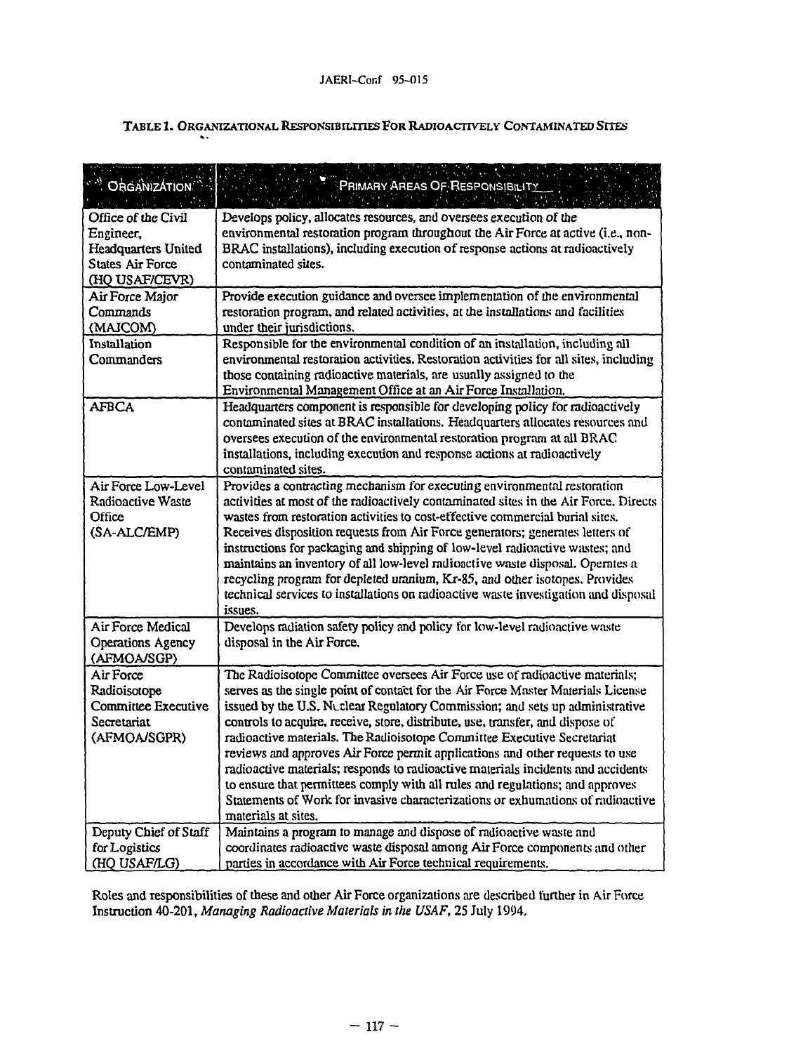**TABLE 1. ORGANIZATIONAL RESPONSIBILITIES FOR RADIOACTIVELY CONTAMINATED SITES**

| ORGANIZATION | PRIMARY AREAS OF RESPONSIBILITY |
|---|---|
| Office of the Civil Engineer, Headquarters United States Air Force (HQ USAF/CEVR) | Develops policy, allocates resources, and oversees execution of the environmental restoration program throughout the Air Force at active (i.e., non-BRAC installations), including execution of response actions at radioactively contaminated sites. |
| Air Force Major Commands (MAJCOM) | Provide execution guidance and oversee implementation of the environmental restoration program, and related activities, at the installations and facilities under their jurisdictions. |
| Installation Commanders | Responsible for the environmental condition of an installation, including all environmental restoration activities. Restoration activities for all sites, including those containing radioactive materials, are usually assigned to the Environmental Management Office at an Air Force Installation. |
| AFBCA | Headquarters component is responsible for developing policy for radioactively contaminated sites at BRAC installations. Headquarters allocates resources and oversees execution of the environmental restoration program at all BRAC installations, including execution and response actions at radioactively contaminated sites. |
| Air Force Low-Level Radioactive Waste Office (SA-ALC/EMP) | Provides a contracting mechanism for executing environmental restoration activities at most of the radioactively contaminated sites in the Air Force. Directs wastes from restoration activities to cost-effective commercial burial sites. Receives disposition requests from Air Force generators; generates letters of instructions for packaging and shipping of low-level radioactive wastes; and maintains an inventory of all low-level radioactive waste disposal. Operates a recycling program for depleted uranium, Kr-85, and other isotopes. Provides technical services to installations on radioactive waste investigation and disposal issues. |
| Air Force Medical Operations Agency (AFMOA/SGP) | Develops radiation safety policy and policy for low-level radioactive waste disposal in the Air Force. |
| Air Force Radioisotope Committee Executive Secretariat (AFMOA/SGPR) | The Radioisotope Committee oversees Air Force use of radioactive materials; serves as the single point of contact for the Air Force Master Materials License issued by the U.S. Nuclear Regulatory Commission; and sets up administrative controls to acquire, receive, store, distribute, use, transfer, and dispose of radioactive materials. The Radioisotope Committee Executive Secretariat reviews and approves Air Force permit applications and other requests to use radioactive materials; responds to radioactive materials incidents and accidents to ensure that permittees comply with all rules and regulations; and approves Statements of Work for invasive characterizations or exhumations of radioactive materials at sites. |
| Deputy Chief of Staff for Logistics (HQ USAF/LG) | Maintains a program to manage and dispose of radioactive waste and coordinates radioactive waste disposal among Air Force components and other parties in accordance with Air Force technical requirements. |

Roles and responsibilities of these and other Air Force organizations are described further in Air Force Instruction 40-201, *Managing Radioactive Materials in the USAF*, 25 July 1994.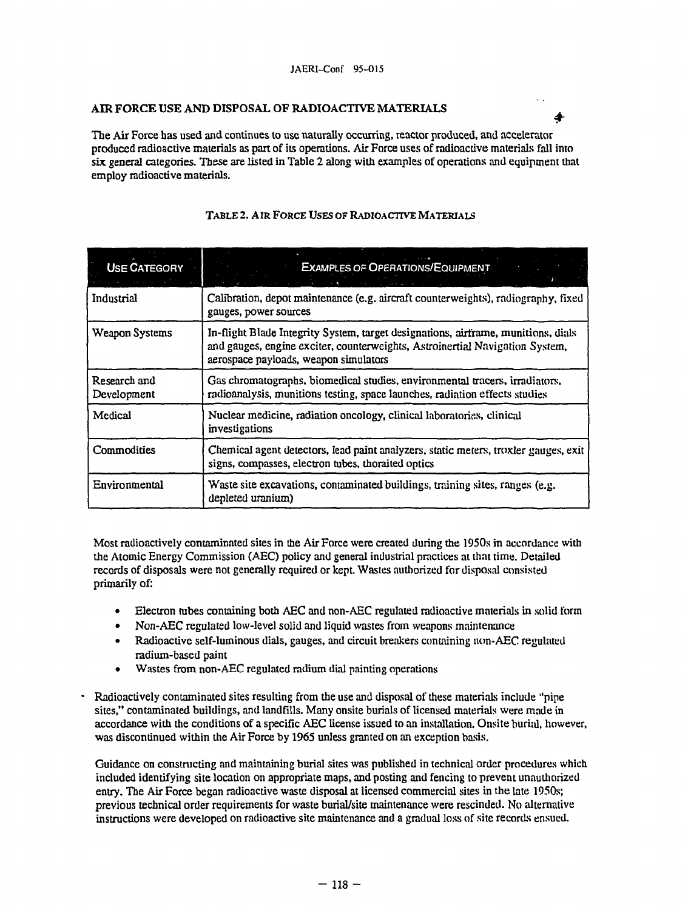## AIR FORCE USE AND DISPOSAL OF RADIOACTIVE MATERIALS

The Air Force has used and continues to use naturally occurring, reactor produced, and accelerator produced radioactive materials as part of its operations. Air Force uses of radioactive materials fall into six general categories. These are listed in Table 2 along with examples of operations and equipment that employ radioactive materials.

TABLE 2. AIR FORCE USES OF RADIOACTIVE MATERIALS

| USE CATEGORY | EXAMPLES OF OPERATIONS/EQUIPMENT |
|---|---|
| Industrial | Calibration, depot maintenance (e.g. aircraft counterweights), radiography, fixed gauges, power sources |
| Weapon Systems | In-flight Blade Integrity System, target designations, airframe, munitions, dials and gauges, engine exciter, counterweights, Astroinertial Navigation System, aerospace payloads, weapon simulators |
| Research and Development | Gas chromatographs, biomedical studies, environmental tracers, irradiators, radioanalysis, munitions testing, space launches, radiation effects studies |
| Medical | Nuclear medicine, radiation oncology, clinical laboratories, clinical investigations |
| Commodities | Chemical agent detectors, lead paint analyzers, static meters, troxler gauges, exit signs, compasses, electron tubes, thoraited optics |
| Environmental | Waste site excavations, contaminated buildings, training sites, ranges (e.g. depleted uranium) |

Most radioactively contaminated sites in the Air Force were created during the 1950s in accordance with the Atomic Energy Commission (AEC) policy and general industrial practices at that time. Detailed records of disposals were not generally required or kept. Wastes authorized for disposal consisted primarily of:

- Electron tubes containing both AEC and non-AEC regulated radioactive materials in solid form
- Non-AEC regulated low-level solid and liquid wastes from weapons maintenance
- Radioactive self-luminous dials, gauges, and circuit breakers containing non-AEC regulated radium-based paint
- Wastes from non-AEC regulated radium dial painting operations

Radioactively contaminated sites resulting from the use and disposal of these materials include "pipe sites," contaminated buildings, and landfills. Many onsite burials of licensed materials were made in accordance with the conditions of a specific AEC license issued to an installation. Onsite burial, however, was discontinued within the Air Force by 1965 unless granted on an exception basis.

Guidance on constructing and maintaining burial sites was published in technical order procedures which included identifying site location on appropriate maps, and posting and fencing to prevent unauthorized entry. The Air Force began radioactive waste disposal at licensed commercial sites in the late 1950s; previous technical order requirements for waste burial/site maintenance were rescinded. No alternative instructions were developed on radioactive site maintenance and a gradual loss of site records ensued.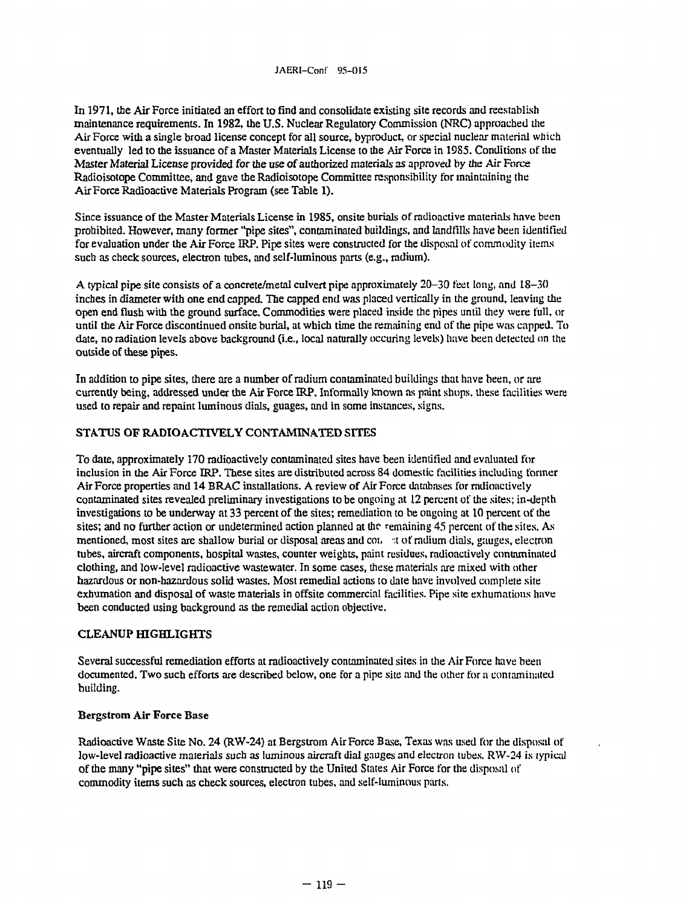In 1971, the Air Force initiated an effort to find and consolidate existing site records and reestablish maintenance requirements. In 1982, the U.S. Nuclear Regulatory Commission (NRC) approached the Air Force with a single broad license concept for all source, byproduct, or special nuclear material which eventually led to the issuance of a Master Materials License to the Air Force in 1985. Conditions of the Master Material License provided for the use of authorized materials as approved by the Air Force Radioisotope Committee, and gave the Radioisotope Committee responsibility for maintaining the Air Force Radioactive Materials Program (see Table 1).

Since issuance of the Master Materials License in 1985, onsite burials of radioactive materials have been prohibited. However, many former "pipe sites", contaminated buildings, and landfills have been identified for evaluation under the Air Force IRP. Pipe sites were constructed for the disposal of commodity items such as check sources, electron tubes, and self-luminous parts (e.g., radium).

A typical pipe site consists of a concrete/metal culvert pipe approximately 20–30 feet long, and 18–30 inches in diameter with one end capped. The capped end was placed vertically in the ground, leaving the open end flush with the ground surface. Commodities were placed inside the pipes until they were full, or until the Air Force discontinued onsite burial, at which time the remaining end of the pipe was capped. To date, no radiation levels above background (i.e., local naturally occuring levels) have been detected on the outside of these pipes.

In addition to pipe sites, there are a number of radium contaminated buildings that have been, or are currently being, addressed under the Air Force IRP. Informally known as paint shops, these facilities were used to repair and repaint luminous dials, guages, and in some instances, signs.

## STATUS OF RADIOACTIVELY CONTAMINATED SITES

To date, approximately 170 radioactively contaminated sites have been identified and evaluated for inclusion in the Air Force IRP. These sites are distributed across 84 domestic facilities including former Air Force properties and 14 BRAC installations. A review of Air Force databases for radioactively contaminated sites revealed preliminary investigations to be ongoing at 12 percent of the sites; in-depth investigations to be underway at 33 percent of the sites; remediation to be ongoing at 10 percent of the sites; and no further action or undetermined action planned at the remaining 45 percent of the sites. As mentioned, most sites are shallow burial or disposal areas and consist of radium dials, gauges, electron tubes, aircraft components, hospital wastes, counter weights, paint residues, radioactively contaminated clothing, and low-level radioactive wastewater. In some cases, these materials are mixed with other hazardous or non-hazardous solid wastes. Most remedial actions to date have involved complete site exhumation and disposal of waste materials in offsite commercial facilities. Pipe site exhumations have been conducted using background as the remedial action objective.

## CLEANUP HIGHLIGHTS

Several successful remediation efforts at radioactively contaminated sites in the Air Force have been documented. Two such efforts are described below, one for a pipe site and the other for a contaminated building.

### Bergstrom Air Force Base

Radioactive Waste Site No. 24 (RW-24) at Bergstrom Air Force Base, Texas was used for the disposal of low-level radioactive materials such as luminous aircraft dial gauges and electron tubes. RW-24 is typical of the many "pipe sites" that were constructed by the United States Air Force for the disposal of commodity items such as check sources, electron tubes, and self-luminous parts.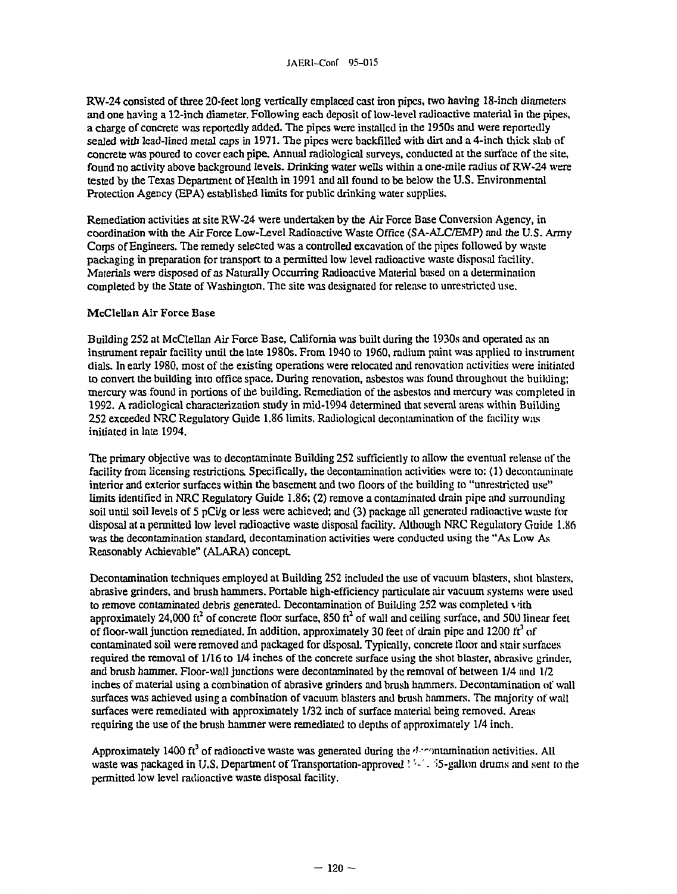RW-24 consisted of three 20-feet long vertically emplaced cast iron pipes, two having 18-inch diameters and one having a 12-inch diameter. Following each deposit of low-level radioactive material in the pipes, a charge of concrete was reportedly added. The pipes were installed in the 1950s and were reportedly sealed with lead-lined metal caps in 1971. The pipes were backfilled with dirt and a 4-inch thick slab of concrete was poured to cover each pipe. Annual radiological surveys, conducted at the surface of the site, found no activity above background levels. Drinking water wells within a one-mile radius of RW-24 were tested by the Texas Department of Health in 1991 and all found to be below the U.S. Environmental Protection Agency (EPA) established limits for public drinking water supplies.

Remediation activities at site RW-24 were undertaken by the Air Force Base Conversion Agency, in coordination with the Air Force Low-Level Radioactive Waste Office (SA-ALC/EMP) and the U.S. Army Corps of Engineers. The remedy selected was a controlled excavation of the pipes followed by waste packaging in preparation for transport to a permitted low level radioactive waste disposal facility. Materials were disposed of as Naturally Occurring Radioactive Material based on a determination completed by the State of Washington. The site was designated for release to unrestricted use.

**McClellan Air Force Base**

Building 252 at McClellan Air Force Base, California was built during the 1930s and operated as an instrument repair facility until the late 1980s. From 1940 to 1960, radium paint was applied to instrument dials. In early 1980, most of the existing operations were relocated and renovation activities were initiated to convert the building into office space. During renovation, asbestos was found throughout the building; mercury was found in portions of the building. Remediation of the asbestos and mercury was completed in 1992. A radiological characterization study in mid-1994 determined that several areas within Building 252 exceeded NRC Regulatory Guide 1.86 limits. Radiological decontamination of the facility was initiated in late 1994.

The primary objective was to decontaminate Building 252 sufficiently to allow the eventual release of the facility from licensing restrictions. Specifically, the decontamination activities were to: (1) decontaminate interior and exterior surfaces within the basement and two floors of the building to "unrestricted use" limits identified in NRC Regulatory Guide 1.86; (2) remove a contaminated drain pipe and surrounding soil until soil levels of 5 pCi/g or less were achieved; and (3) package all generated radioactive waste for disposal at a permitted low level radioactive waste disposal facility. Although NRC Regulatory Guide 1.86 was the decontamination standard, decontamination activities were conducted using the "As Low As Reasonably Achievable" (ALARA) concept.

Decontamination techniques employed at Building 252 included the use of vacuum blasters, shot blasters, abrasive grinders, and brush hammers. Portable high-efficiency particulate air vacuum systems were used to remove contaminated debris generated. Decontamination of Building 252 was completed with approximately 24,000 ft$^2$ of concrete floor surface, 850 ft$^2$ of wall and ceiling surface, and 500 linear feet of floor-wall junction remediated. In addition, approximately 30 feet of drain pipe and 1200 ft$^3$ of contaminated soil were removed and packaged for disposal. Typically, concrete floor and stair surfaces required the removal of 1/16 to 1/4 inches of the concrete surface using the shot blaster, abrasive grinder, and brush hammer. Floor-wall junctions were decontaminated by the removal of between 1/4 and 1/2 inches of material using a combination of abrasive grinders and brush hammers. Decontamination of wall surfaces was achieved using a combination of vacuum blasters and brush hammers. The majority of wall surfaces were remediated with approximately 1/32 inch of surface material being removed. Areas requiring the use of the brush hammer were remediated to depths of approximately 1/4 inch.

Approximately 1400 ft$^3$ of radioactive waste was generated during the decontamination activities. All waste was packaged in U.S. Department of Transportation-approved 55-gallon drums and sent to the permitted low level radioactive waste disposal facility.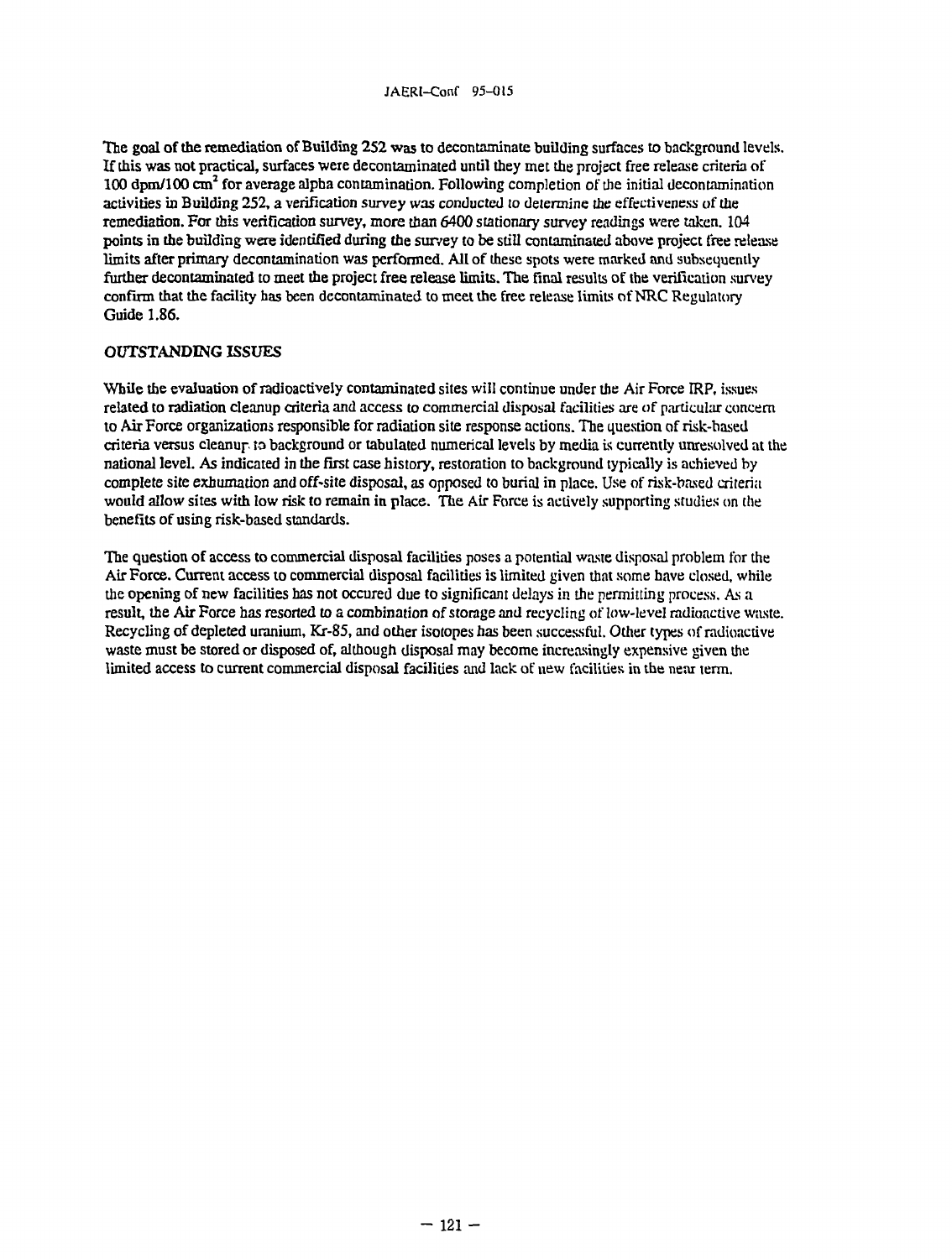The goal of the remediation of Building 252 was to decontaminate building surfaces to background levels. If this was not practical, surfaces were decontaminated until they met the project free release criteria of 100 dpm/100 $cm^2$ for average alpha contamination. Following completion of the initial decontamination activities in Building 252, a verification survey was conducted to determine the effectiveness of the remediation. For this verification survey, more than 6400 stationary survey readings were taken. 104 points in the building were identified during the survey to be still contaminated above project free release limits after primary decontamination was performed. All of these spots were marked and subsequently further decontaminated to meet the project free release limits. The final results of the verification survey confirm that the facility has been decontaminated to meet the free release limits of NRC Regulatory Guide 1.86.

## OUTSTANDING ISSUES

While the evaluation of radioactively contaminated sites will continue under the Air Force IRP, issues related to radiation cleanup criteria and access to commercial disposal facilities are of particular concern to Air Force organizations responsible for radiation site response actions. The question of risk-based criteria versus cleanup to background or tabulated numerical levels by media is currently unresolved at the national level. As indicated in the first case history, restoration to background typically is achieved by complete site exhumation and off-site disposal, as opposed to burial in place. Use of risk-based criteria would allow sites with low risk to remain in place. The Air Force is actively supporting studies on the benefits of using risk-based standards.

The question of access to commercial disposal facilities poses a potential waste disposal problem for the Air Force. Current access to commercial disposal facilities is limited given that some have closed, while the opening of new facilities has not occured due to significant delays in the permitting process. As a result, the Air Force has resorted to a combination of storage and recycling of low-level radioactive waste. Recycling of depleted uranium, Kr-85, and other isotopes has been successful. Other types of radioactive waste must be stored or disposed of, although disposal may become increasingly expensive given the limited access to current commercial disposal facilities and lack of new facilities in the near term.